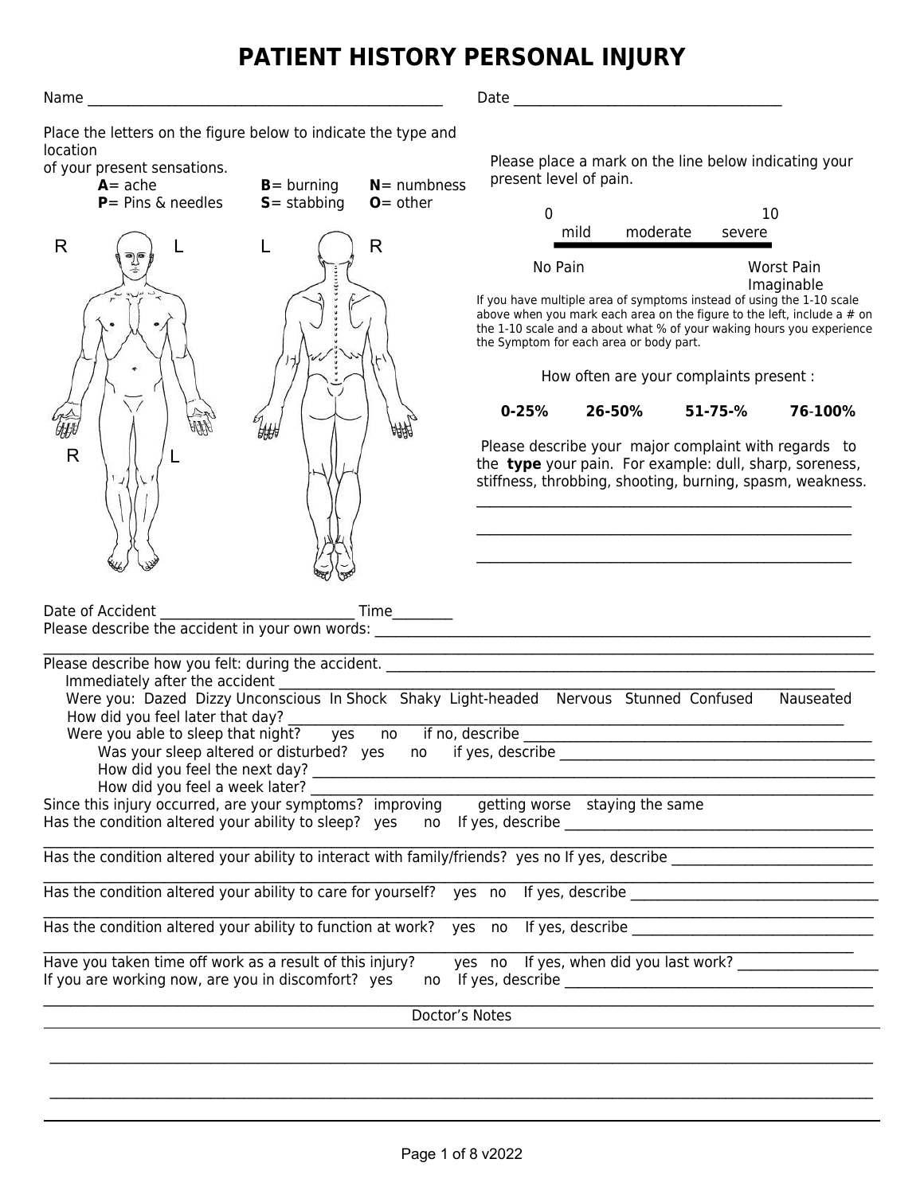# PATIENT HISTORY PERSONAL INJURY

Name ____________________________________________ Date ____________________________________

Place the letters on the figure below to indicate the type and location of your present sensations.

**A**= ache **B**= burning **N**= numbness
**P**= Pins & needles **S**= stabbing **O**= other

R L L R

R L

Please place a mark on the line below indicating your present level of pain.

0 10
mild moderate severe

No Pain Worst Pain Imaginable

If you have multiple area of symptoms instead of using the 1-10 scale above when you mark each area on the figure to the left, include a # on the 1-10 scale and a about what % of your waking hours you experience the Symptom for each area or body part.

How often are your complaints present :

**0-25%** **26-50%** **51-75-%** **76-100%**

Please describe your major complaint with regards to the **type** your pain. For example: dull, sharp, soreness, stiffness, throbbing, shooting, burning, spasm, weakness.

_______________________________________________________

_______________________________________________________

_______________________________________________________

Date of Accident ___________________________ Time________

Please describe the accident in your own words: ___________________________________________________________________

___________________________________________________________________________________________________

Please describe how you felt: during the accident. ___________________________________________________________________

Immediately after the accident ___________________________________________________________________________

Were you: Dazed Dizzy Unconscious In Shock Shaky Light-headed Nervous Stunned Confused Nauseated

How did you feel later that day? ________________________________________________________________________

Were you able to sleep that night? yes no if no, describe ____________________________________________________

Was your sleep altered or disturbed? yes no if yes, describe ____________________________________________

How did you feel the next day? ___________________________________________________________________

How did you feel a week later? ___________________________________________________________________

Since this injury occurred, are your symptoms? improving getting worse staying the same

Has the condition altered your ability to sleep? yes no If yes, describe __________________________________________

___________________________________________________________________________________________________

Has the condition altered your ability to interact with family/friends? yes no If yes, describe ___________________________

___________________________________________________________________________________________________

Has the condition altered your ability to care for yourself? yes no If yes, describe ________________________________

___________________________________________________________________________________________________

Has the condition altered your ability to function at work? yes no If yes, describe ________________________________

___________________________________________________________________________________________________

Have you taken time off work as a result of this injury? yes no If yes, when did you last work? __________________

If you are working now, are you in discomfort? yes no If yes, describe __________________________________________

___________________________________________________________________________________________________

Doctor's Notes

___________________________________________________________________________________________________

___________________________________________________________________________________________________

___________________________________________________________________________________________________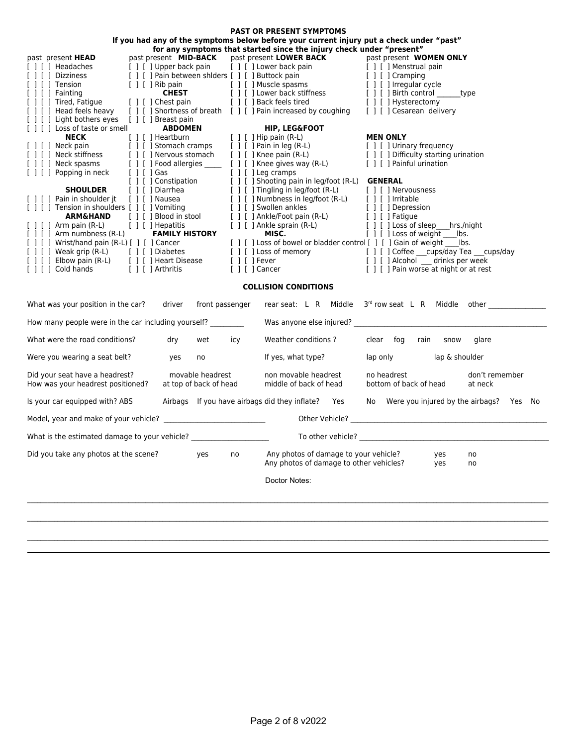## PAST OR PRESENT SYMPTOMS

**If you had any of the symptoms below before your current injury put a check under "past" for any symptoms that started since the injury check under "present"**

past present **HEAD**
- [ ] [ ] Headaches
- [ ] [ ] Dizziness
- [ ] [ ] Tension
- [ ] [ ] Fainting
- [ ] [ ] Tired, Fatigue
- [ ] [ ] Head feels heavy
- [ ] [ ] Light bothers eyes
- [ ] [ ] Loss of taste or smell

**NECK**
- [ ] [ ] Neck pain
- [ ] [ ] Neck stiffness
- [ ] [ ] Neck spasms
- [ ] [ ] Popping in neck

**SHOULDER**
- [ ] [ ] Pain in shoulder jt
- [ ] [ ] Tension in shoulders

**ARM&HAND**
- [ ] [ ] Arm pain (R-L)
- [ ] [ ] Arm numbness (R-L)
- [ ] [ ] Wrist/hand pain (R-L)
- [ ] [ ] Weak grip (R-L)
- [ ] [ ] Elbow pain (R-L)
- [ ] [ ] Cold hands

past present **MID-BACK**
- [ ] [ ] Upper back pain
- [ ] [ ] Pain between shlders
- [ ] [ ] Rib pain

**CHEST**
- [ ] [ ] Chest pain
- [ ] [ ] Shortness of breath
- [ ] [ ] Breast pain

**ABDOMEN**
- [ ] [ ] Heartburn
- [ ] [ ] Stomach cramps
- [ ] [ ] Nervous stomach
- [ ] [ ] Food allergies _____
- [ ] [ ] Gas
- [ ] [ ] Constipation
- [ ] [ ] Diarrhea
- [ ] [ ] Nausea
- [ ] [ ] Vomiting
- [ ] [ ] Blood in stool
- [ ] [ ] Hepatitis

**FAMILY HISTORY**
- [ ] [ ] Cancer
- [ ] [ ] Diabetes
- [ ] [ ] Heart Disease
- [ ] [ ] Arthritis

past present **LOWER BACK**
- [ ] [ ] Lower back pain
- [ ] [ ] Buttock pain
- [ ] [ ] Muscle spasms
- [ ] [ ] Lower back stiffness
- [ ] [ ] Back feels tired
- [ ] [ ] Pain increased by coughing

**HIP, LEG&FOOT**
- [ ] [ ] Hip pain (R-L)
- [ ] [ ] Pain in leg (R-L)
- [ ] [ ] Knee pain (R-L)
- [ ] [ ] Knee gives way (R-L)
- [ ] [ ] Leg cramps
- [ ] [ ] Shooting pain in leg/foot (R-L)
- [ ] [ ] Tingling in leg/foot (R-L)
- [ ] [ ] Numbness in leg/foot (R-L)
- [ ] [ ] Swollen ankles
- [ ] [ ] Ankle/Foot pain (R-L)
- [ ] [ ] Ankle sprain (R-L)

**MISC.**
- [ ] [ ] Loss of bowel or bladder control
- [ ] [ ] Loss of memory
- [ ] [ ] Fever
- [ ] [ ] Cancer

past present **WOMEN ONLY**
- [ ] [ ] Menstrual pain
- [ ] [ ] Cramping
- [ ] [ ] Irregular cycle
- [ ] [ ] Birth control _______type
- [ ] [ ] Hysterectomy
- [ ] [ ] Cesarean delivery

**MEN ONLY**
- [ ] [ ] Urinary frequency
- [ ] [ ] Difficulty starting urination
- [ ] [ ] Painful urination

**GENERAL**
- [ ] [ ] Nervousness
- [ ] [ ] Irritable
- [ ] [ ] Depression
- [ ] [ ] Fatigue
- [ ] [ ] Loss of sleep____hrs./night
- [ ] [ ] Loss of weight ____lbs.
- [ ] [ ] Gain of weight ____lbs.
- [ ] [ ] Coffee ___cups/day Tea ___cups/day
- [ ] [ ] Alcohol ___ drinks per week
- [ ] [ ] Pain worse at night or at rest

## COLLISION CONDITIONS

What was your position in the car? driver front passenger rear seat: L R Middle 3rd row seat L R Middle other _______________

How many people were in the car including yourself? _________ Was anyone else injured? _______________________________________________

What were the road conditions? dry wet icy Weather conditions ? clear fog rain snow glare

Were you wearing a seat belt? yes no If yes, what type? lap only lap & shoulder

Did your seat have a headrest? movable headrest non movable headrest no headrest don't remember

How was your headrest positioned? at top of back of head middle of back of head bottom of back of head at neck

Is your car equipped with? ABS Airbags If you have airbags did they inflate? Yes No Were you injured by the airbags? Yes No

Model, year and make of your vehicle? ___________________________ Other Vehicle? _______________________________________________

What is the estimated damage to your vehicle? _____________________ To other vehicle? _______________________________________________

Did you take any photos at the scene? yes no Any photos of damage to your vehicle? yes no
Any photos of damage to other vehicles? yes no

Doctor Notes:

_______________________________________________________________________________________________________

_______________________________________________________________________________________________________

_______________________________________________________________________________________________________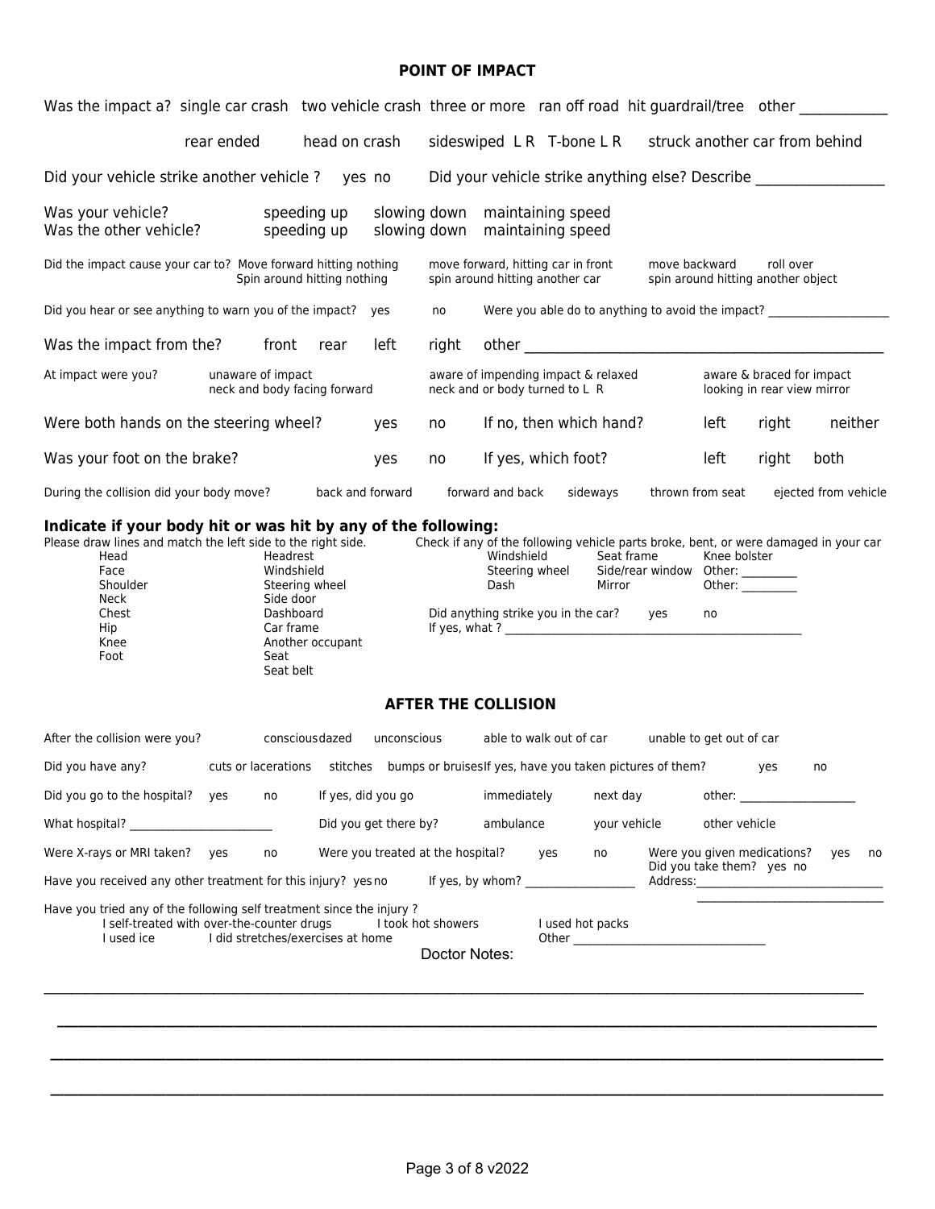## POINT OF IMPACT

Was the impact a? single car crash two vehicle crash three or more ran off road hit guardrail/tree other ____________

rear ended head on crash sideswiped L R T-bone L R struck another car from behind

Did your vehicle strike another vehicle ? yes no Did your vehicle strike anything else? Describe _________________

Was your vehicle? speeding up slowing down maintaining speed
Was the other vehicle? speeding up slowing down maintaining speed

Did the impact cause your car to? Move forward hitting nothing move forward, hitting car in front move backward roll over
Spin around hitting nothing spin around hitting another car spin around hitting another object

Did you hear or see anything to warn you of the impact? yes no Were you able do to anything to avoid the impact? ____________________

Was the impact from the? front rear left right other ________________________________________________

At impact were you? unaware of impact neck and body facing forward aware of impending impact & relaxed neck and or body turned to L R aware & braced for impact looking in rear view mirror

Were both hands on the steering wheel? yes no If no, then which hand? left right neither

Was your foot on the brake? yes no If yes, which foot? left right both

During the collision did your body move? back and forward forward and back sideways thrown from seat ejected from vehicle

### Indicate if your body hit or was hit by any of the following:

Please draw lines and match the left side to the right side.

| | |
|---|---|
| Head | Headrest |
| Face | Windshield |
| Shoulder | Steering wheel |
| Neck | Side door |
| Chest | Dashboard |
| Hip | Car frame |
| Knee | Another occupant |
| Foot | Seat |
| | Seat belt |

Check if any of the following vehicle parts broke, bent, or were damaged in your car

| | | |
|---|---|---|
| Windshield | Seat frame | Knee bolster |
| Steering wheel | Side/rear window | Other: _________ |
| Dash | Mirror | Other: _________ |

Did anything strike you in the car? yes no
If yes, what ? ____________________________________________________

## AFTER THE COLLISION

After the collision were you? conscious dazed unconscious able to walk out of car unable to get out of car

Did you have any? cuts or lacerations stitches bumps or bruises If yes, have you taken pictures of them? yes no

Did you go to the hospital? yes no If yes, did you go immediately next day other: ____________________

What hospital? ________________________ Did you get there by? ambulance your vehicle other vehicle

Were X-rays or MRI taken? yes no Were you treated at the hospital? yes no Were you given medications? yes no
Did you take them? yes no

Have you received any other treatment for this injury? yes no If yes, by whom? __________________ Address:______________________________
_______________________________

Have you tried any of the following self treatment since the injury ?
I self-treated with over-the-counter drugs I took hot showers I used hot packs
I used ice I did stretches/exercises at home Other ________________________________

Doctor Notes:

______________________________________________________________________________________

______________________________________________________________________________________

______________________________________________________________________________________

______________________________________________________________________________________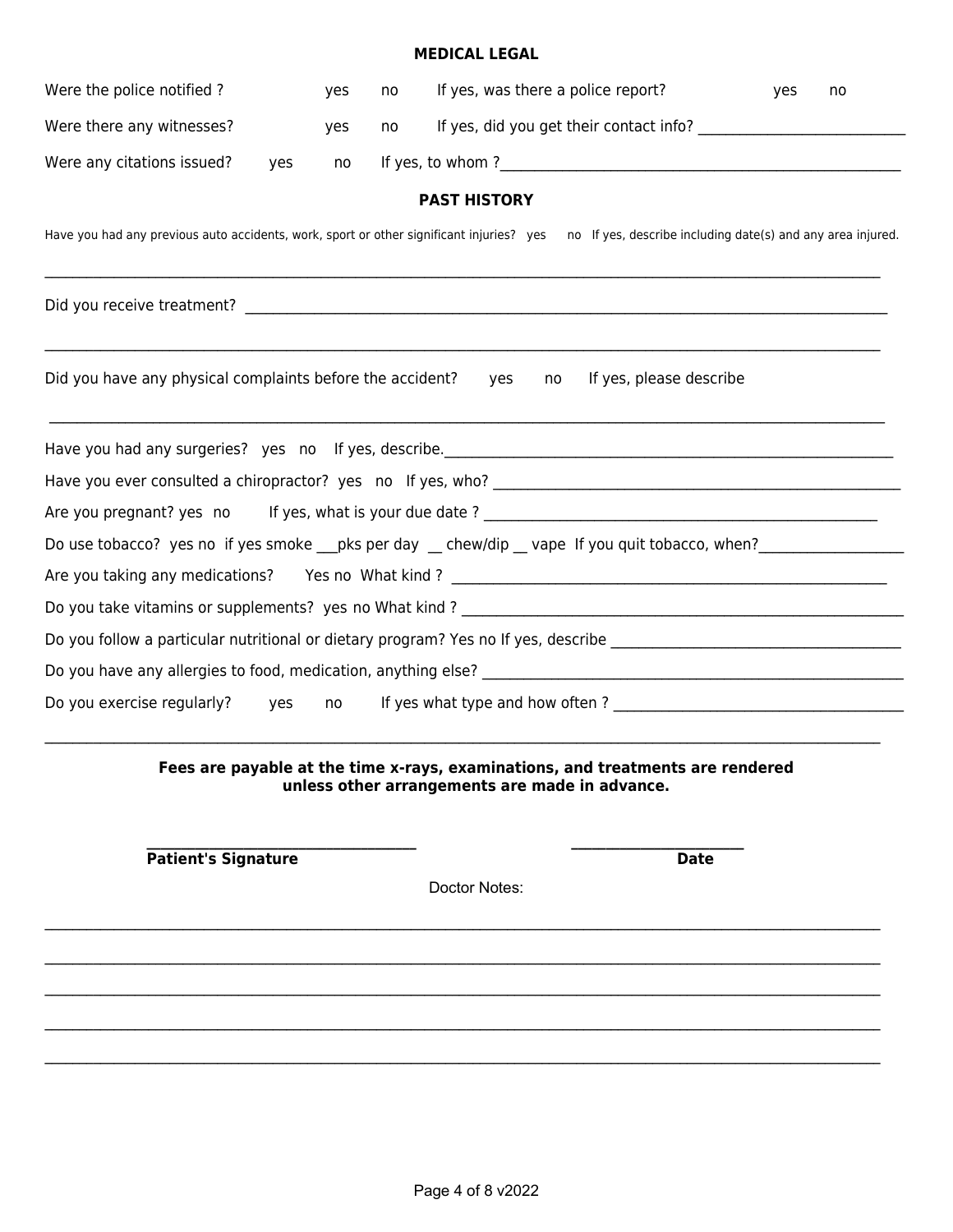## MEDICAL LEGAL

Were the police notified ? yes no If yes, was there a police report? yes no

Were there any witnesses? yes no If yes, did you get their contact info? ____________________________

Were any citations issued? yes no If yes, to whom ?____________________________________________________

## PAST HISTORY

Have you had any previous auto accidents, work, sport or other significant injuries? yes no If yes, describe including date(s) and any area injured.

____________________________________________________________________________________________________

Did you receive treatment? ___________________________________________________________________________

____________________________________________________________________________________________________

Did you have any physical complaints before the accident? yes no If yes, please describe

____________________________________________________________________________________________________

Have you had any surgeries? yes no If yes, describe.______________________________________________________

Have you ever consulted a chiropractor? yes no If yes, who? _______________________________________________

Are you pregnant? yes no If yes, what is your due date ? _________________________________________________

Do use tobacco? yes no if yes smoke ___pks per day __ chew/dip __ vape If you quit tobacco, when?___________________

Are you taking any medications? Yes no What kind ? ____________________________________________________

Do you take vitamins or supplements? yes no What kind ? _________________________________________________

Do you follow a particular nutritional or dietary program? Yes no If yes, describe _____________________________________

Do you have any allergies to food, medication, anything else? _______________________________________________

Do you exercise regularly? yes no If yes what type and how often ? __________________________________

____________________________________________________________________________________________________

**Fees are payable at the time x-rays, examinations, and treatments are rendered unless other arrangements are made in advance.**

_________________________________ _____________________

**Patient's Signature** **Date**

Doctor Notes:

____________________________________________________________________________________________________

____________________________________________________________________________________________________

____________________________________________________________________________________________________

____________________________________________________________________________________________________

____________________________________________________________________________________________________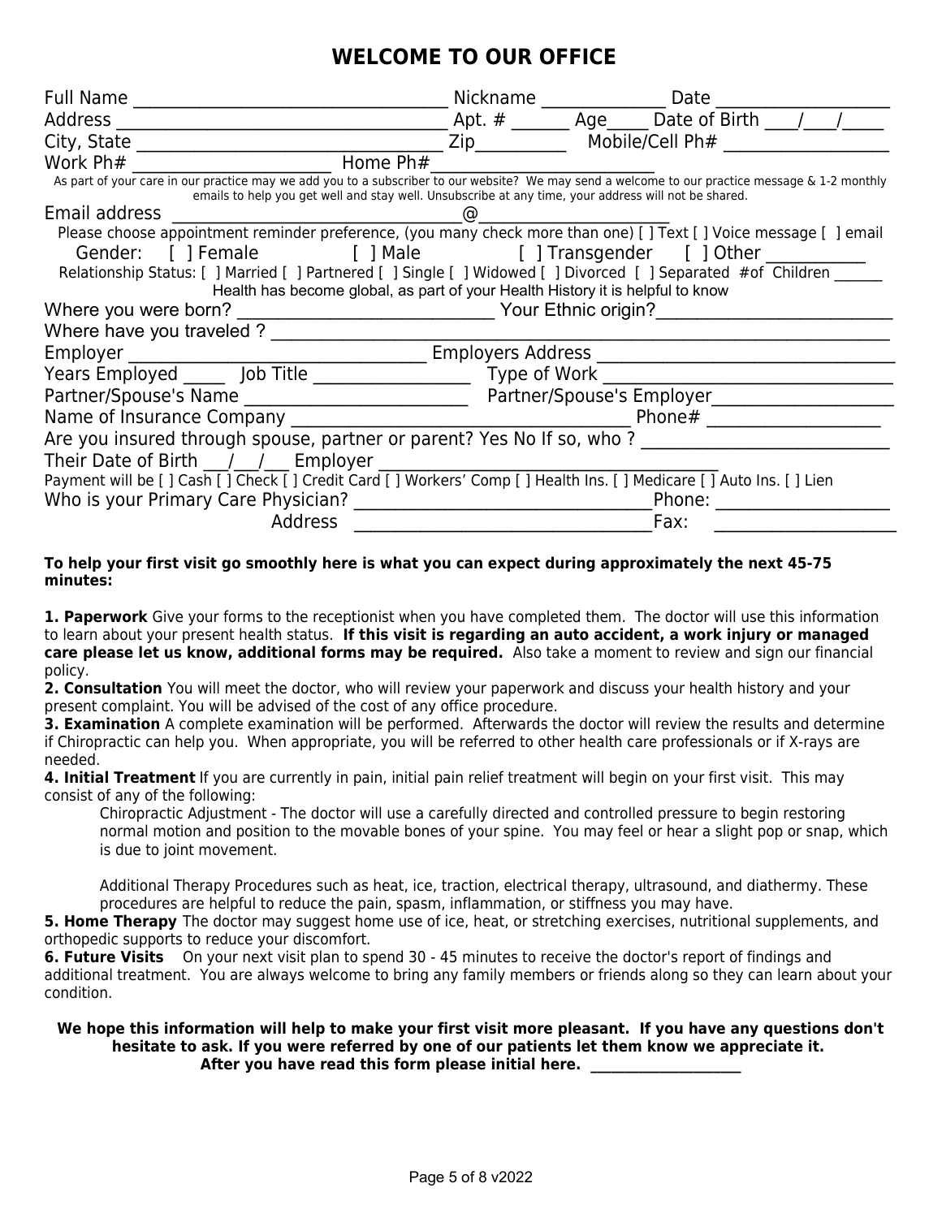# WELCOME TO OUR OFFICE

Full Name ________________________________ Nickname ____________ Date _________________

Address __________________________________ Apt. # ______ Age_____ Date of Birth ___/___/____

City, State _______________________________ Zip_________ Mobile/Cell Ph# _________________

Work Ph# ____________________ Home Ph#_______________________

As part of your care in our practice may we add you to a subscriber to our website? We may send a welcome to our practice message & 1-2 monthly emails to help you get well and stay well. Unsubscribe at any time, your address will not be shared.

Email address ___________________________@____________________

Please choose appointment reminder preference, (you many check more than one) [ ] Text [ ] Voice message [ ] email

Gender: [ ] Female [ ] Male [ ] Transgender [ ] Other __________

Relationship Status: [ ] Married [ ] Partnered [ ] Single [ ] Widowed [ ] Divorced [ ] Separated #of Children ______

Health has become global, as part of your Health History it is helpful to know

Where you were born? __________________________ Your Ethnic origin?________________________

Where have you traveled ? ____________________________________________________________

Employer ______________________________ Employers Address ______________________________

Years Employed _____ Job Title ________________ Type of Work ______________________________

Partner/Spouse's Name _______________________ Partner/Spouse's Employer___________________

Name of Insurance Company __________________________________ Phone# __________________

Are you insured through spouse, partner or parent? Yes No If so, who ? __________________________

Their Date of Birth ___/___/___ Employer _________________________________

Payment will be [ ] Cash [ ] Check [ ] Credit Card [ ] Workers' Comp [ ] Health Ins. [ ] Medicare [ ] Auto Ins. [ ] Lien

Who is your Primary Care Physician? ______________________________Phone: __________________

Address ______________________________Fax: __________________

**To help your first visit go smoothly here is what you can expect during approximately the next 45-75 minutes:**

**1. Paperwork** Give your forms to the receptionist when you have completed them. The doctor will use this information to learn about your present health status. **If this visit is regarding an auto accident, a work injury or managed care please let us know, additional forms may be required.** Also take a moment to review and sign our financial policy.

**2. Consultation** You will meet the doctor, who will review your paperwork and discuss your health history and your present complaint. You will be advised of the cost of any office procedure.

**3. Examination** A complete examination will be performed. Afterwards the doctor will review the results and determine if Chiropractic can help you. When appropriate, you will be referred to other health care professionals or if X-rays are needed.

**4. Initial Treatment** If you are currently in pain, initial pain relief treatment will begin on your first visit. This may consist of any of the following:

Chiropractic Adjustment - The doctor will use a carefully directed and controlled pressure to begin restoring normal motion and position to the movable bones of your spine. You may feel or hear a slight pop or snap, which is due to joint movement.

Additional Therapy Procedures such as heat, ice, traction, electrical therapy, ultrasound, and diathermy. These procedures are helpful to reduce the pain, spasm, inflammation, or stiffness you may have.

**5. Home Therapy** The doctor may suggest home use of ice, heat, or stretching exercises, nutritional supplements, and orthopedic supports to reduce your discomfort.

**6. Future Visits** On your next visit plan to spend 30 - 45 minutes to receive the doctor's report of findings and additional treatment. You are always welcome to bring any family members or friends along so they can learn about your condition.

**We hope this information will help to make your first visit more pleasant. If you have any questions don't hesitate to ask. If you were referred by one of our patients let them know we appreciate it.**
**After you have read this form please initial here. _________________**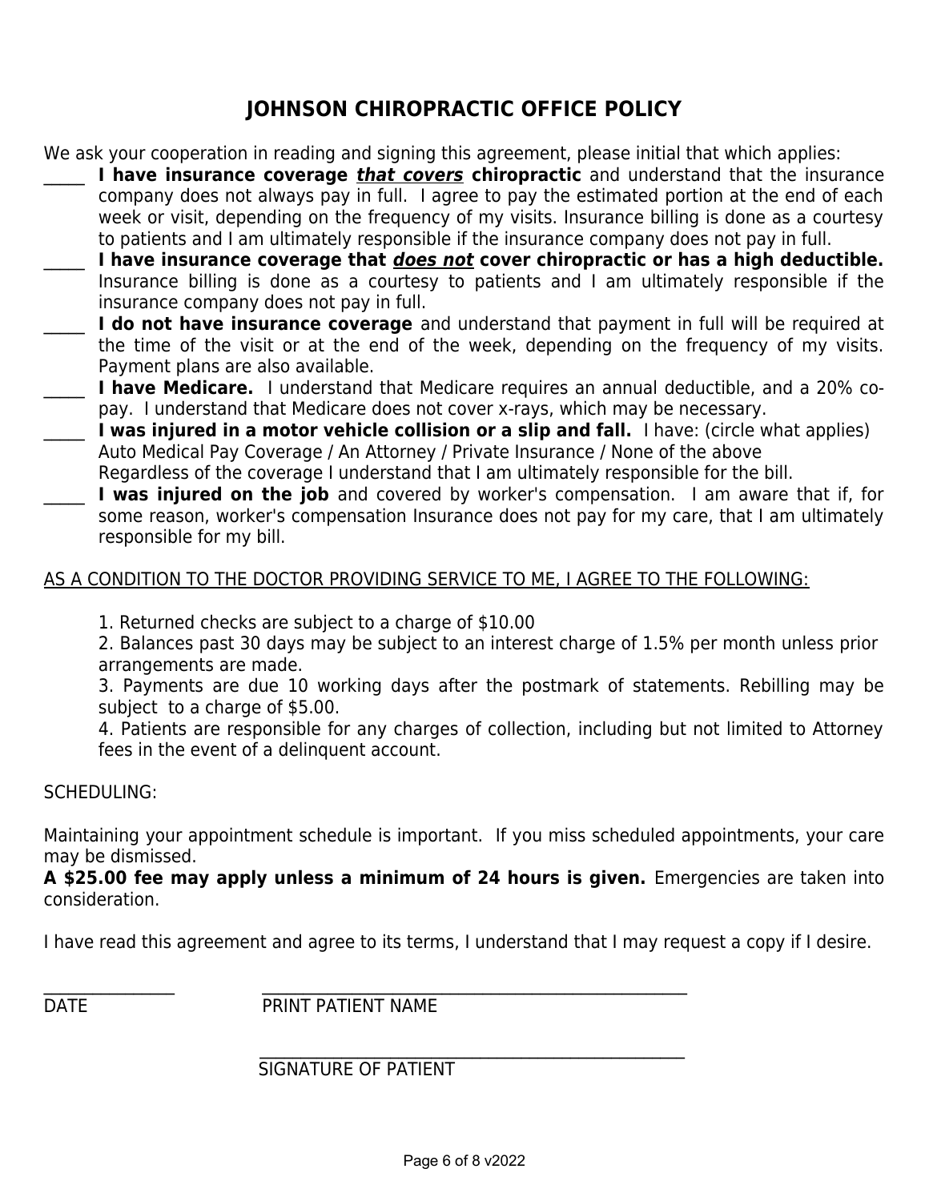# JOHNSON CHIROPRACTIC OFFICE POLICY

We ask your cooperation in reading and signing this agreement, please initial that which applies:

_____ **I have insurance coverage *<u>that covers</u>* chiropractic** and understand that the insurance company does not always pay in full. I agree to pay the estimated portion at the end of each week or visit, depending on the frequency of my visits. Insurance billing is done as a courtesy to patients and I am ultimately responsible if the insurance company does not pay in full.

_____ **I have insurance coverage that *<u>does not</u>* cover chiropractic or has a high deductible.** Insurance billing is done as a courtesy to patients and I am ultimately responsible if the insurance company does not pay in full.

_____ **I do not have insurance coverage** and understand that payment in full will be required at the time of the visit or at the end of the week, depending on the frequency of my visits. Payment plans are also available.

_____ **I have Medicare.** I understand that Medicare requires an annual deductible, and a 20% co-pay. I understand that Medicare does not cover x-rays, which may be necessary.

_____ **I was injured in a motor vehicle collision or a slip and fall.** I have: (circle what applies)
Auto Medical Pay Coverage / An Attorney / Private Insurance / None of the above
Regardless of the coverage I understand that I am ultimately responsible for the bill.

_____ **I was injured on the job** and covered by worker's compensation. I am aware that if, for some reason, worker's compensation Insurance does not pay for my care, that I am ultimately responsible for my bill.

<u>AS A CONDITION TO THE DOCTOR PROVIDING SERVICE TO ME, I AGREE TO THE FOLLOWING:</u>

1. Returned checks are subject to a charge of $10.00
2. Balances past 30 days may be subject to an interest charge of 1.5% per month unless prior arrangements are made.
3. Payments are due 10 working days after the postmark of statements. Rebilling may be subject to a charge of $5.00.
4. Patients are responsible for any charges of collection, including but not limited to Attorney fees in the event of a delinquent account.

SCHEDULING:

Maintaining your appointment schedule is important. If you miss scheduled appointments, your care may be dismissed.

**A $25.00 fee may apply unless a minimum of 24 hours is given.** Emergencies are taken into consideration.

I have read this agreement and agree to its terms, I understand that I may request a copy if I desire.

_______________ ______________________________________________

DATE PRINT PATIENT NAME

______________________________________________

SIGNATURE OF PATIENT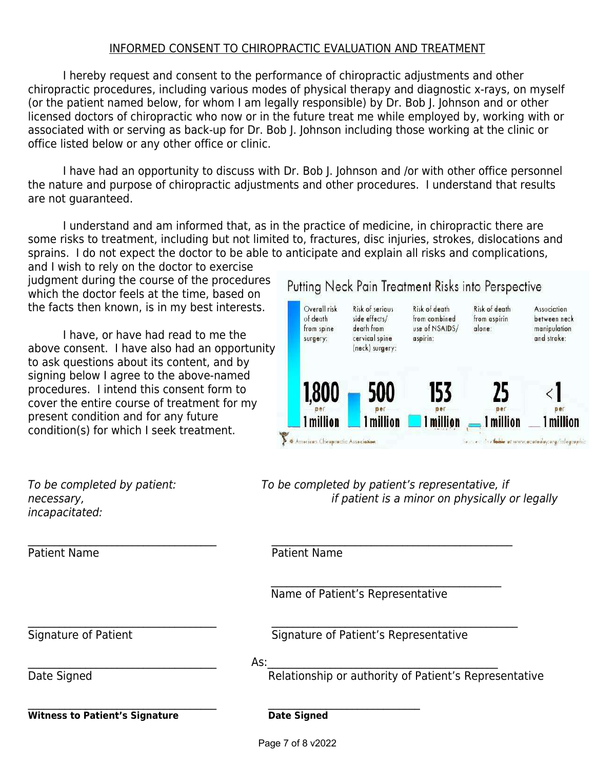## INFORMED CONSENT TO CHIROPRACTIC EVALUATION AND TREATMENT

I hereby request and consent to the performance of chiropractic adjustments and other chiropractic procedures, including various modes of physical therapy and diagnostic x-rays, on myself (or the patient named below, for whom I am legally responsible) by Dr. Bob J. Johnson and or other licensed doctors of chiropractic who now or in the future treat me while employed by, working with or associated with or serving as back-up for Dr. Bob J. Johnson including those working at the clinic or office listed below or any other office or clinic.

I have had an opportunity to discuss with Dr. Bob J. Johnson and /or with other office personnel the nature and purpose of chiropractic adjustments and other procedures. I understand that results are not guaranteed.

I understand and am informed that, as in the practice of medicine, in chiropractic there are some risks to treatment, including but not limited to, fractures, disc injuries, strokes, dislocations and sprains. I do not expect the doctor to be able to anticipate and explain all risks and complications, and I wish to rely on the doctor to exercise judgment during the course of the procedures which the doctor feels at the time, based on the facts then known, is in my best interests.

I have, or have had read to me the above consent. I have also had an opportunity to ask questions about its content, and by signing below I agree to the above-named procedures. I intend this consent form to cover the entire course of treatment for my present condition and for any future condition(s) for which I seek treatment.

**Putting Neck Pain Treatment Risks into Perspective**

| Overall risk of death from spine surgery: | Risk of serious side effects/ death from cervical spine (neck) surgery: | Risk of death from combined use of NSAIDS/ aspirin: | Risk of death from aspirin alone: | Association between neck manipulation and stroke: |
| --- | --- | --- | --- | --- |
| 1,800 per 1 million | 500 per 1 million | 153 per 1 million | 25 per 1 million | <1 per 1 million |

American Chiropractic Association

*To be completed by patient:*

______________________
Patient Name

______________________
Signature of Patient

______________________
Date Signed

______________________
**Witness to Patient's Signature**

*To be completed by patient's representative, if necessary, if patient is a minor on physically or legally incapacitated:*

______________________
Patient Name

______________________
Name of Patient's Representative

______________________
Signature of Patient's Representative

As:______________________
Relationship or authority of Patient's Representative

______________________
**Date Signed**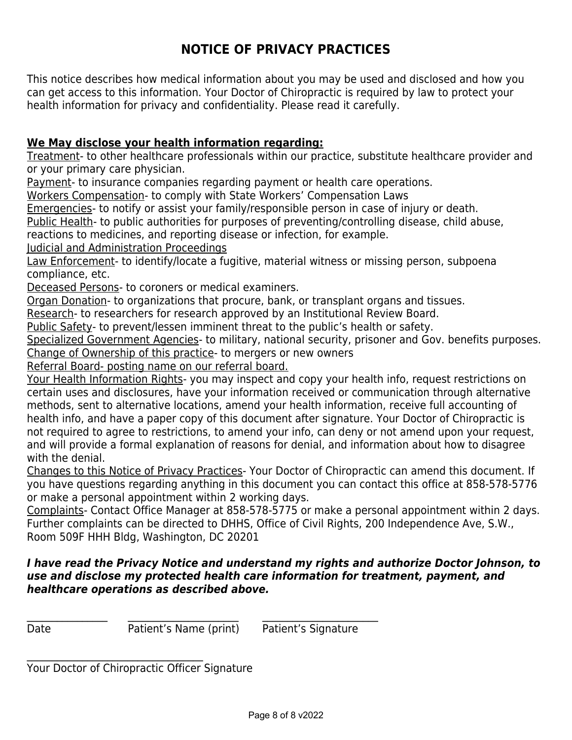# NOTICE OF PRIVACY PRACTICES

This notice describes how medical information about you may be used and disclosed and how you can get access to this information. Your Doctor of Chiropractic is required by law to protect your health information for privacy and confidentiality. Please read it carefully.

**<u>We May disclose your health information regarding:</u>**

<u>Treatment</u>- to other healthcare professionals within our practice, substitute healthcare provider and or your primary care physician.

<u>Payment</u>- to insurance companies regarding payment or health care operations.

<u>Workers Compensation</u>- to comply with State Workers' Compensation Laws

<u>Emergencies</u>- to notify or assist your family/responsible person in case of injury or death.

<u>Public Health</u>- to public authorities for purposes of preventing/controlling disease, child abuse, reactions to medicines, and reporting disease or infection, for example.

<u>Judicial and Administration Proceedings</u>

<u>Law Enforcement</u>- to identify/locate a fugitive, material witness or missing person, subpoena compliance, etc.

<u>Deceased Persons</u>- to coroners or medical examiners.

<u>Organ Donation</u>- to organizations that procure, bank, or transplant organs and tissues.

<u>Research</u>- to researchers for research approved by an Institutional Review Board.

<u>Public Safety</u>- to prevent/lessen imminent threat to the public's health or safety.

<u>Specialized Government Agencies</u>- to military, national security, prisoner and Gov. benefits purposes.

<u>Change of Ownership of this practice</u>- to mergers or new owners

<u>Referral Board- posting name on our referral board.</u>

<u>Your Health Information Rights</u>- you may inspect and copy your health info, request restrictions on certain uses and disclosures, have your information received or communication through alternative methods, sent to alternative locations, amend your health information, receive full accounting of health info, and have a paper copy of this document after signature. Your Doctor of Chiropractic is not required to agree to restrictions, to amend your info, can deny or not amend upon your request, and will provide a formal explanation of reasons for denial, and information about how to disagree with the denial.

<u>Changes to this Notice of Privacy Practices</u>- Your Doctor of Chiropractic can amend this document. If you have questions regarding anything in this document you can contact this office at 858-578-5776 or make a personal appointment within 2 working days.

<u>Complaints</u>- Contact Office Manager at 858-578-5775 or make a personal appointment within 2 days. Further complaints can be directed to DHHS, Office of Civil Rights, 200 Independence Ave, S.W., Room 509F HHH Bldg, Washington, DC 20201

***I have read the Privacy Notice and understand my rights and authorize Doctor Johnson, to use and disclose my protected health care information for treatment, payment, and healthcare operations as described above.***

_______________ _____________________ _____________________

Date Patient's Name (print) Patient's Signature

_________________________________

Your Doctor of Chiropractic Officer Signature